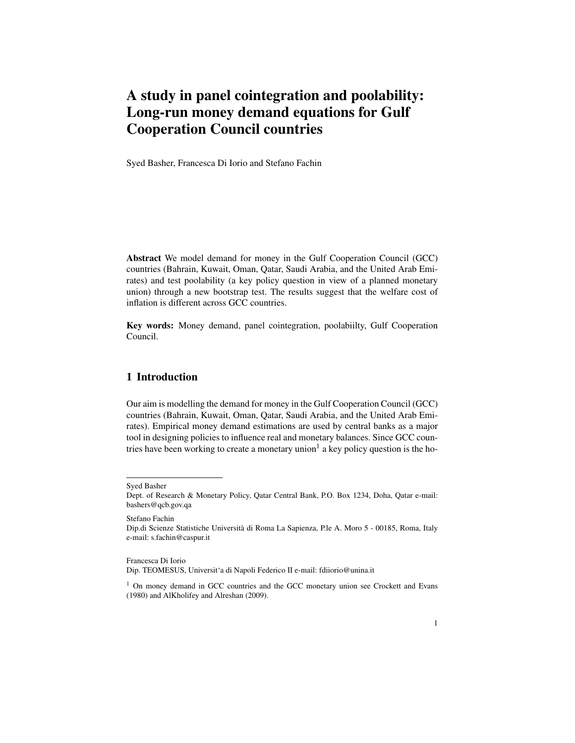# A study in panel cointegration and poolability: Long-run money demand equations for Gulf Cooperation Council countries

Syed Basher, Francesca Di Iorio and Stefano Fachin

**Abstract** We model demand for money in the Gulf Cooperation Council (GCC) countries (Bahrain, Kuwait, Oman, Qatar, Saudi Arabia, and the United Arab Emirates) and test poolability (a key policy question in view of a planned monetary union) through a new bootstrap test. The results suggest that the welfare cost of inflation is different across GCC countries.

**Key words:** Money demand, panel cointegration, poolabiilty, Gulf Cooperation Council.

## 1 Introduction

Our aim is modelling the demand for money in the Gulf Cooperation Council (GCC) countries (Bahrain, Kuwait, Oman, Qatar, Saudi Arabia, and the United Arab Emirates). Empirical money demand estimations are used by central banks as a major tool in designing policies to influence real and monetary balances. Since GCC countries have been working to create a monetary union[1] a key policy question is the ho-

---

Syed Basher
Dept. of Research & Monetary Policy, Qatar Central Bank, P.O. Box 1234, Doha, Qatar e-mail: bashers@qcb.gov.qa

Stefano Fachin
Dip.di Scienze Statistiche Università di Roma La Sapienza, P.le A. Moro 5 - 00185, Roma, Italy e-mail: s.fachin@caspur.it

Francesca Di Iorio
Dip. TEOMESUS, Universit'a di Napoli Federico II e-mail: fdiiorio@unina.it

[1] On money demand in GCC countries and the GCC monetary union see Crockett and Evans (1980) and AlKholifey and Alreshan (2009).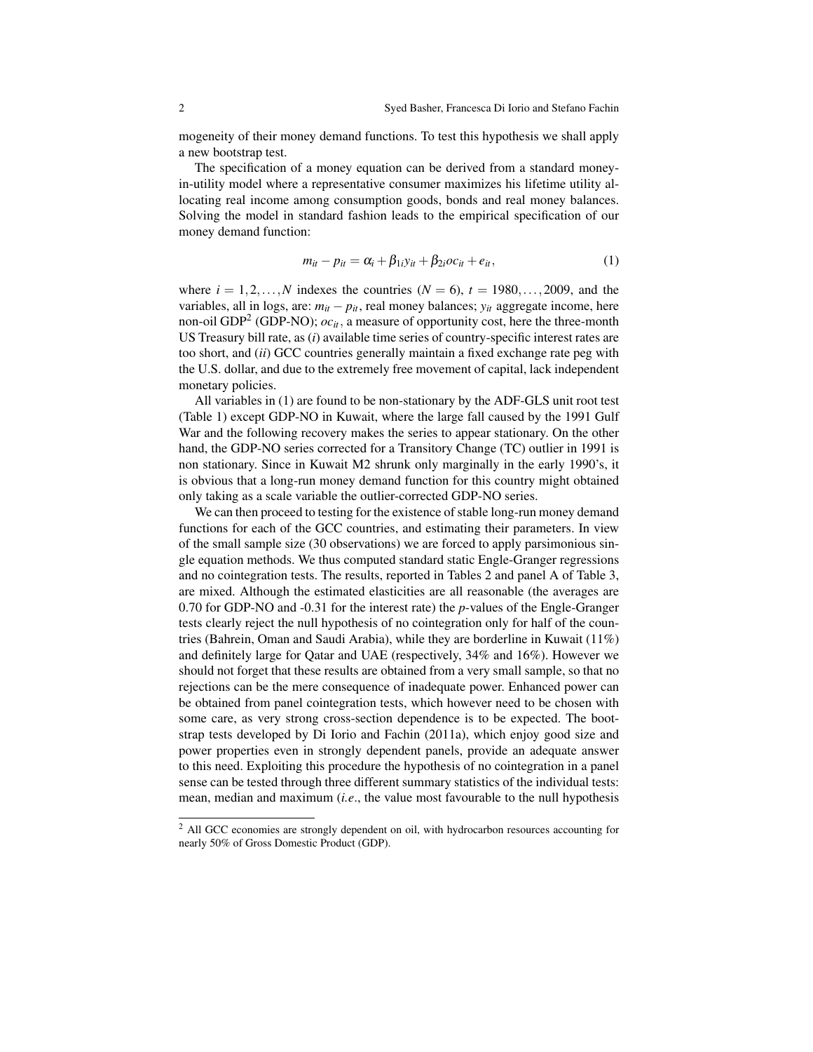mogeneity of their money demand functions. To test this hypothesis we shall apply a new bootstrap test.

The specification of a money equation can be derived from a standard money-in-utility model where a representative consumer maximizes his lifetime utility allocating real income among consumption goods, bonds and real money balances. Solving the model in standard fashion leads to the empirical specification of our money demand function:

$$m_{it} - p_{it} = \alpha_i + \beta_{1i} y_{it} + \beta_{2i} oc_{it} + e_{it}, \tag{1}$$

where $i = 1, 2, \ldots, N$ indexes the countries ($N = 6$), $t = 1980, \ldots, 2009$, and the variables, all in logs, are: $m_{it} - p_{it}$, real money balances; $y_{it}$ aggregate income, here non-oil GDP[2] (GDP-NO); $oc_{it}$, a measure of opportunity cost, here the three-month US Treasury bill rate, as (*i*) available time series of country-specific interest rates are too short, and (*ii*) GCC countries generally maintain a fixed exchange rate peg with the U.S. dollar, and due to the extremely free movement of capital, lack independent monetary policies.

All variables in (1) are found to be non-stationary by the ADF-GLS unit root test (Table 1) except GDP-NO in Kuwait, where the large fall caused by the 1991 Gulf War and the following recovery makes the series to appear stationary. On the other hand, the GDP-NO series corrected for a Transitory Change (TC) outlier in 1991 is non stationary. Since in Kuwait M2 shrunk only marginally in the early 1990's, it is obvious that a long-run money demand function for this country might obtained only taking as a scale variable the outlier-corrected GDP-NO series.

We can then proceed to testing for the existence of stable long-run money demand functions for each of the GCC countries, and estimating their parameters. In view of the small sample size (30 observations) we are forced to apply parsimonious single equation methods. We thus computed standard static Engle-Granger regressions and no cointegration tests. The results, reported in Tables 2 and panel A of Table 3, are mixed. Although the estimated elasticities are all reasonable (the averages are 0.70 for GDP-NO and -0.31 for the interest rate) the $p$-values of the Engle-Granger tests clearly reject the null hypothesis of no cointegration only for half of the countries (Bahrein, Oman and Saudi Arabia), while they are borderline in Kuwait (11%) and definitely large for Qatar and UAE (respectively, 34% and 16%). However we should not forget that these results are obtained from a very small sample, so that no rejections can be the mere consequence of inadequate power. Enhanced power can be obtained from panel cointegration tests, which however need to be chosen with some care, as very strong cross-section dependence is to be expected. The bootstrap tests developed by Di Iorio and Fachin (2011a), which enjoy good size and power properties even in strongly dependent panels, provide an adequate answer to this need. Exploiting this procedure the hypothesis of no cointegration in a panel sense can be tested through three different summary statistics of the individual tests: mean, median and maximum (*i.e.*, the value most favourable to the null hypothesis

[2] All GCC economies are strongly dependent on oil, with hydrocarbon resources accounting for nearly 50% of Gross Domestic Product (GDP).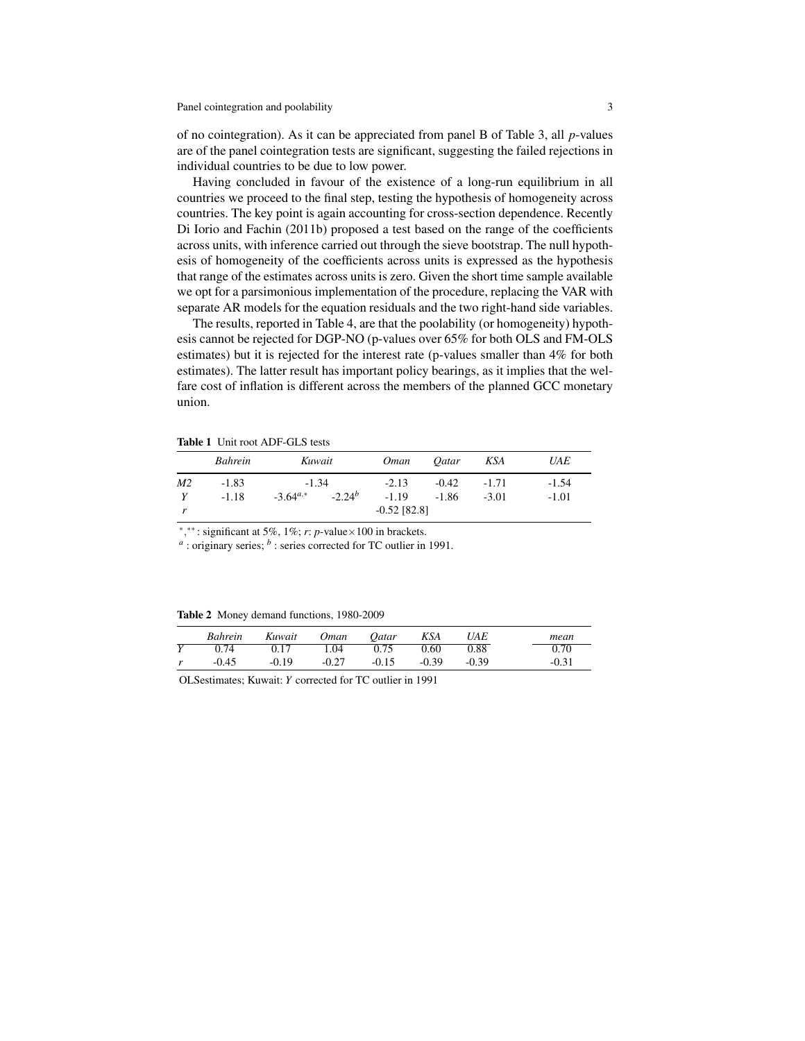of no cointegration). As it can be appreciated from panel B of Table 3, all $p$-values are of the panel cointegration tests are significant, suggesting the failed rejections in individual countries to be due to low power.

Having concluded in favour of the existence of a long-run equilibrium in all countries we proceed to the final step, testing the hypothesis of homogeneity across countries. The key point is again accounting for cross-section dependence. Recently Di Iorio and Fachin (2011b) proposed a test based on the range of the coefficients across units, with inference carried out through the sieve bootstrap. The null hypothesis of homogeneity of the coefficients across units is expressed as the hypothesis that range of the estimates across units is zero. Given the short time sample available we opt for a parsimonious implementation of the procedure, replacing the VAR with separate AR models for the equation residuals and the two right-hand side variables.

The results, reported in Table 4, are that the poolability (or homogeneity) hypothesis cannot be rejected for DGP-NO (p-values over 65% for both OLS and FM-OLS estimates) but it is rejected for the interest rate (p-values smaller than 4% for both estimates). The latter result has important policy bearings, as it implies that the welfare cost of inflation is different across the members of the planned GCC monetary union.

**Table 1** Unit root ADF-GLS tests

| | *Bahrein* | *Kuwait* | | *Oman* | *Qatar* | *KSA* | *UAE* |
|---|---|---|---|---|---|---|---|
| *M2* | -1.83 | -1.34 | | -2.13 | -0.42 | -1.71 | -1.54 |
| *Y* | -1.18 | $-3.64^{a,*}$ | $-2.24^{b}$ | -1.19 | -1.86 | -3.01 | -1.01 |
| *r* | | | | -0.52 [82.8] | | | |

$^{*}$,$^{**}$: significant at 5%, 1%; $r$: $p$-value$\times$100 in brackets.
$^{a}$: originary series; $^{b}$: series corrected for TC outlier in 1991.

**Table 2** Money demand functions, 1980-2009

| | *Bahrein* | *Kuwait* | *Oman* | *Qatar* | *KSA* | *UAE* | *mean* |
|---|---|---|---|---|---|---|---|
| *Y* | 0.74 | 0.17 | 1.04 | 0.75 | 0.60 | 0.88 | 0.70 |
| *r* | -0.45 | -0.19 | -0.27 | -0.15 | -0.39 | -0.39 | -0.31 |

OLSestimates; Kuwait: *Y* corrected for TC outlier in 1991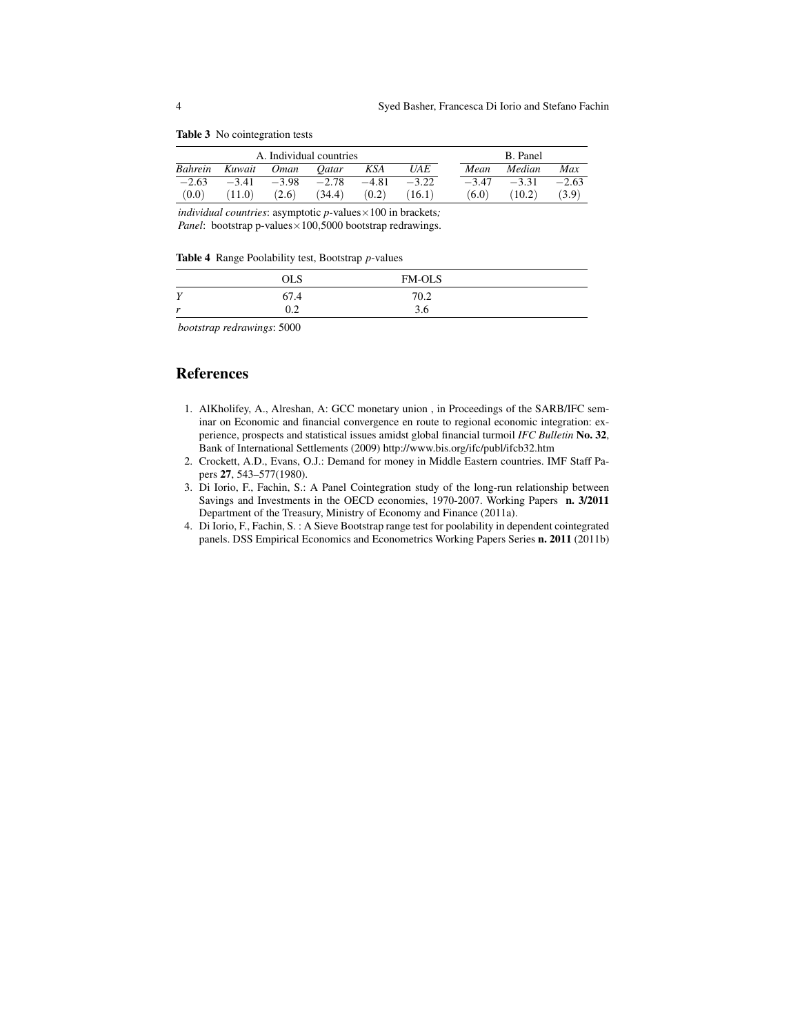**Table 3** No cointegration tests

| A. Individual countries | | | | | | B. Panel | | |
|---|---|---|---|---|---|---|---|---|
| *Bahrein* | *Kuwait* | *Oman* | *Qatar* | *KSA* | *UAE* | *Mean* | *Median* | *Max* |
| −2.63 | −3.41 | −3.98 | −2.78 | −4.81 | −3.22 | −3.47 | −3.31 | −2.63 |
| (0.0) | (11.0) | (2.6) | (34.4) | (0.2) | (16.1) | (6.0) | (10.2) | (3.9) |

*individual countries*: asymptotic *p*-values×100 in brackets*;*
*Panel*: bootstrap p-values×100,5000 bootstrap redrawings.

**Table 4** Range Poolability test, Bootstrap *p*-values

| | OLS | FM-OLS |
|---|---|---|
| *Y* | 67.4 | 70.2 |
| *r* | 0.2 | 3.6 |

*bootstrap redrawings*: 5000

## References

1. AlKholifey, A., Alreshan, A: GCC monetary union , in Proceedings of the SARB/IFC seminar on Economic and financial convergence en route to regional economic integration: experience, prospects and statistical issues amidst global financial turmoil *IFC Bulletin* **No. 32**, Bank of International Settlements (2009) http://www.bis.org/ifc/publ/ifcb32.htm
2. Crockett, A.D., Evans, O.J.: Demand for money in Middle Eastern countries. IMF Staff Papers **27**, 543–577(1980).
3. Di Iorio, F., Fachin, S.: A Panel Cointegration study of the long-run relationship between Savings and Investments in the OECD economies, 1970-2007. Working Papers **n. 3/2011** Department of the Treasury, Ministry of Economy and Finance (2011a).
4. Di Iorio, F., Fachin, S. : A Sieve Bootstrap range test for poolability in dependent cointegrated panels. DSS Empirical Economics and Econometrics Working Papers Series **n. 2011** (2011b)